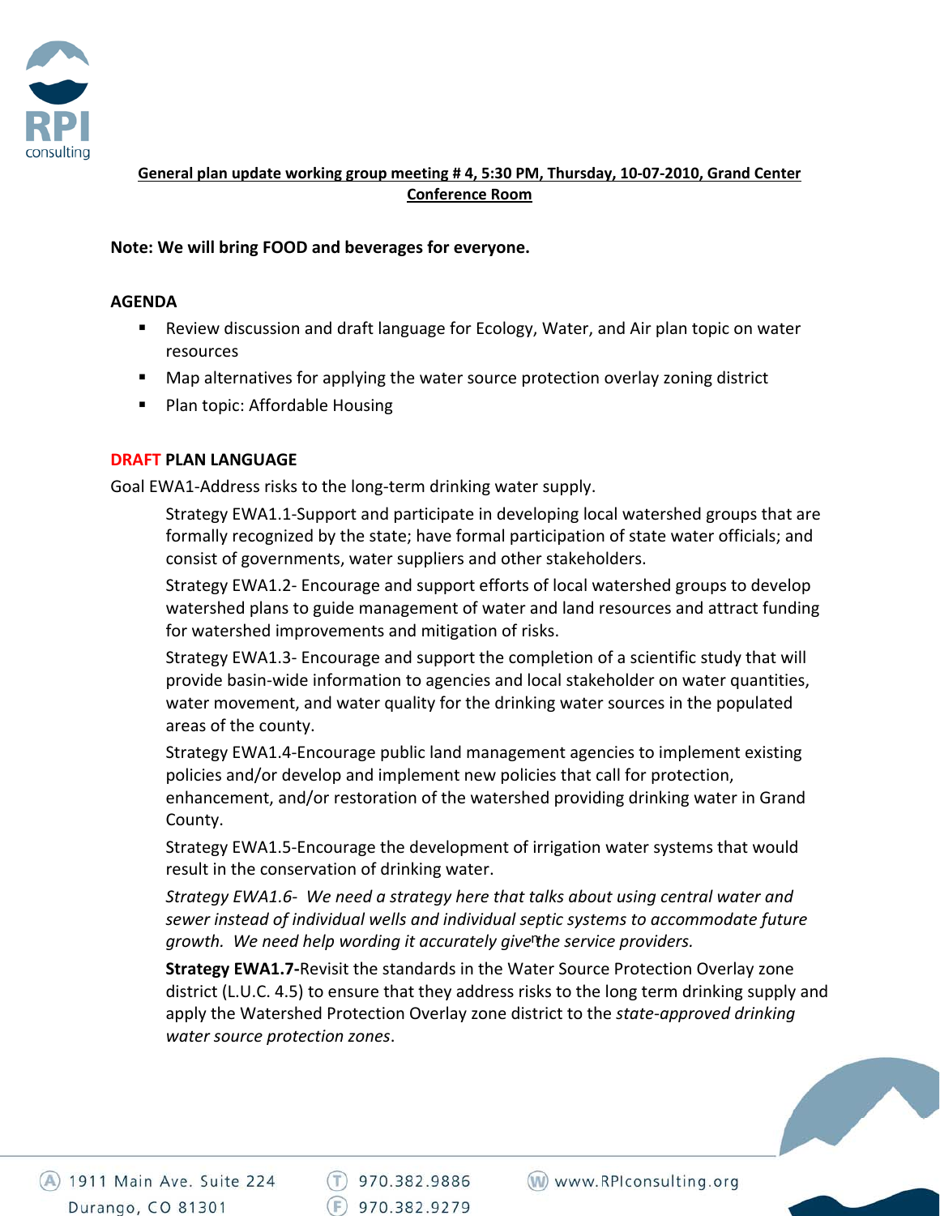**General plan update working group meeting # 4, 5:30 PM, Thursday, 10-07-2010, Grand Center Conference Room**

**Note: We will bring FOOD and beverages for everyone.**

**AGENDA**

- Review discussion and draft language for Ecology, Water, and Air plan topic on water resources
- Map alternatives for applying the water source protection overlay zoning district
- Plan topic: Affordable Housing

**DRAFT PLAN LANGUAGE**

Goal EWA1-Address risks to the long-term drinking water supply.

Strategy EWA1.1-Support and participate in developing local watershed groups that are formally recognized by the state; have formal participation of state water officials; and consist of governments, water suppliers and other stakeholders.

Strategy EWA1.2- Encourage and support efforts of local watershed groups to develop watershed plans to guide management of water and land resources and attract funding for watershed improvements and mitigation of risks.

Strategy EWA1.3- Encourage and support the completion of a scientific study that will provide basin-wide information to agencies and local stakeholder on water quantities, water movement, and water quality for the drinking water sources in the populated areas of the county.

Strategy EWA1.4-Encourage public land management agencies to implement existing policies and/or develop and implement new policies that call for protection, enhancement, and/or restoration of the watershed providing drinking water in Grand County.

Strategy EWA1.5-Encourage the development of irrigation water systems that would result in the conservation of drinking water.

*Strategy EWA1.6- We need a strategy here that talks about using central water and sewer instead of individual wells and individual septic systems to accommodate future growth. We need help wording it accurately given the service providers.*

**Strategy EWA1.7-**Revisit the standards in the Water Source Protection Overlay zone district (L.U.C. 4.5) to ensure that they address risks to the long term drinking supply and apply the Watershed Protection Overlay zone district to the *state-approved drinking water source protection zones*.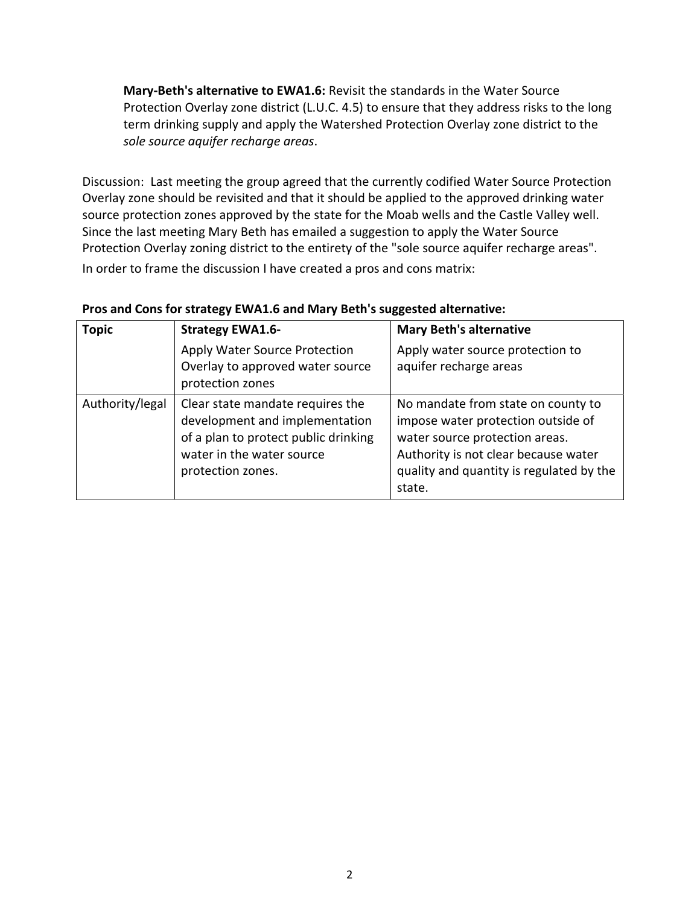**Mary-Beth's alternative to EWA1.6:** Revisit the standards in the Water Source Protection Overlay zone district (L.U.C. 4.5) to ensure that they address risks to the long term drinking supply and apply the Watershed Protection Overlay zone district to the *sole source aquifer recharge areas*.

Discussion: Last meeting the group agreed that the currently codified Water Source Protection Overlay zone should be revisited and that it should be applied to the approved drinking water source protection zones approved by the state for the Moab wells and the Castle Valley well. Since the last meeting Mary Beth has emailed a suggestion to apply the Water Source Protection Overlay zoning district to the entirety of the "sole source aquifer recharge areas".

In order to frame the discussion I have created a pros and cons matrix:

**Pros and Cons for strategy EWA1.6 and Mary Beth's suggested alternative:**

| **Topic** | **Strategy EWA1.6-** Apply Water Source Protection Overlay to approved water source protection zones | **Mary Beth's alternative** Apply water source protection to aquifer recharge areas |
|---|---|---|
| Authority/legal | Clear state mandate requires the development and implementation of a plan to protect public drinking water in the water source protection zones. | No mandate from state on county to impose water protection outside of water source protection areas. Authority is not clear because water quality and quantity is regulated by the state. |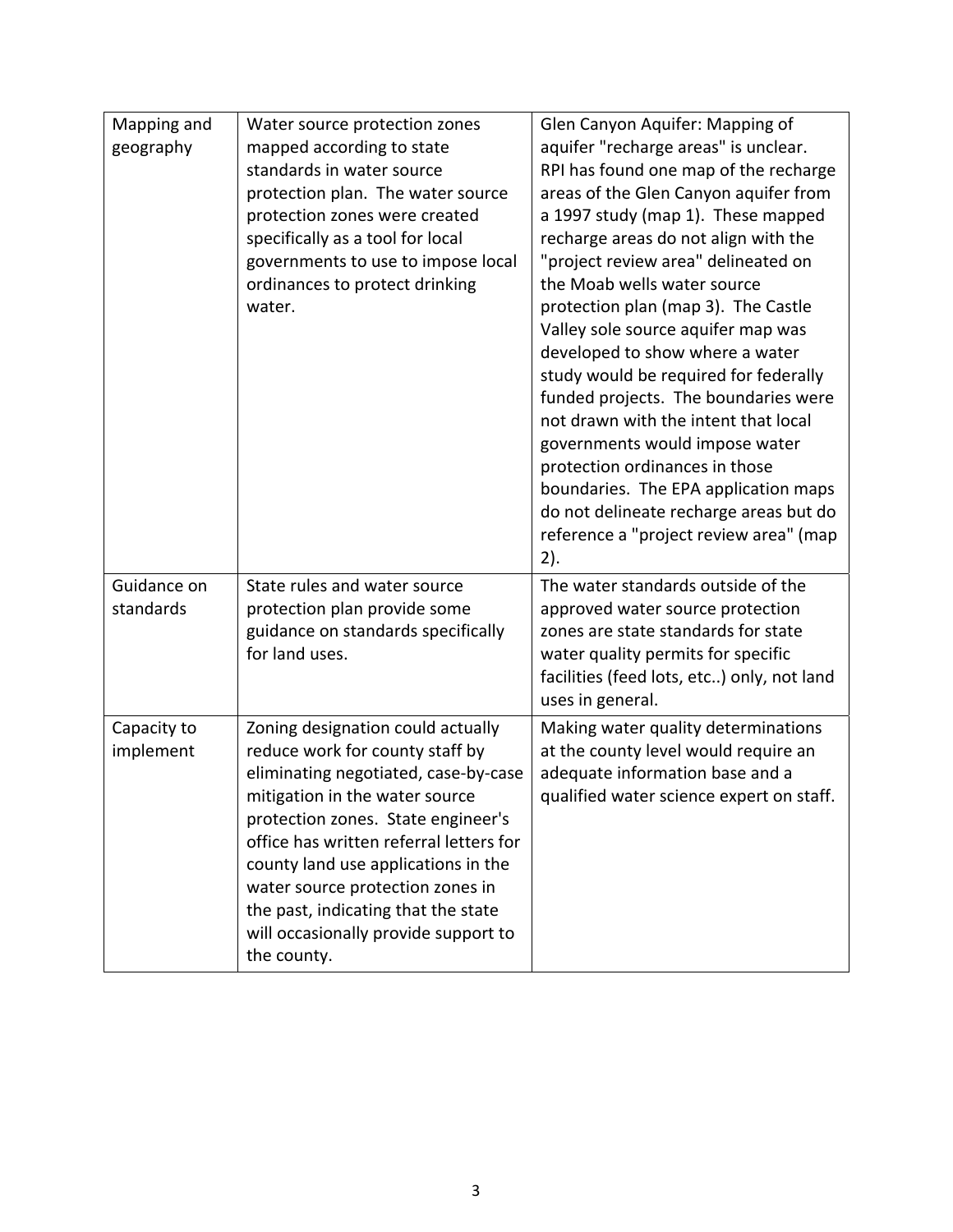| | | |
|---|---|---|
| Mapping and geography | Water source protection zones mapped according to state standards in water source protection plan. The water source protection zones were created specifically as a tool for local governments to use to impose local ordinances to protect drinking water. | Glen Canyon Aquifer: Mapping of aquifer "recharge areas" is unclear. RPI has found one map of the recharge areas of the Glen Canyon aquifer from a 1997 study (map 1). These mapped recharge areas do not align with the "project review area" delineated on the Moab wells water source protection plan (map 3). The Castle Valley sole source aquifer map was developed to show where a water study would be required for federally funded projects. The boundaries were not drawn with the intent that local governments would impose water protection ordinances in those boundaries. The EPA application maps do not delineate recharge areas but do reference a "project review area" (map 2). |
| Guidance on standards | State rules and water source protection plan provide some guidance on standards specifically for land uses. | The water standards outside of the approved water source protection zones are state standards for state water quality permits for specific facilities (feed lots, etc..) only, not land uses in general. |
| Capacity to implement | Zoning designation could actually reduce work for county staff by eliminating negotiated, case-by-case mitigation in the water source protection zones. State engineer's office has written referral letters for county land use applications in the water source protection zones in the past, indicating that the state will occasionally provide support to the county. | Making water quality determinations at the county level would require an adequate information base and a qualified water science expert on staff. |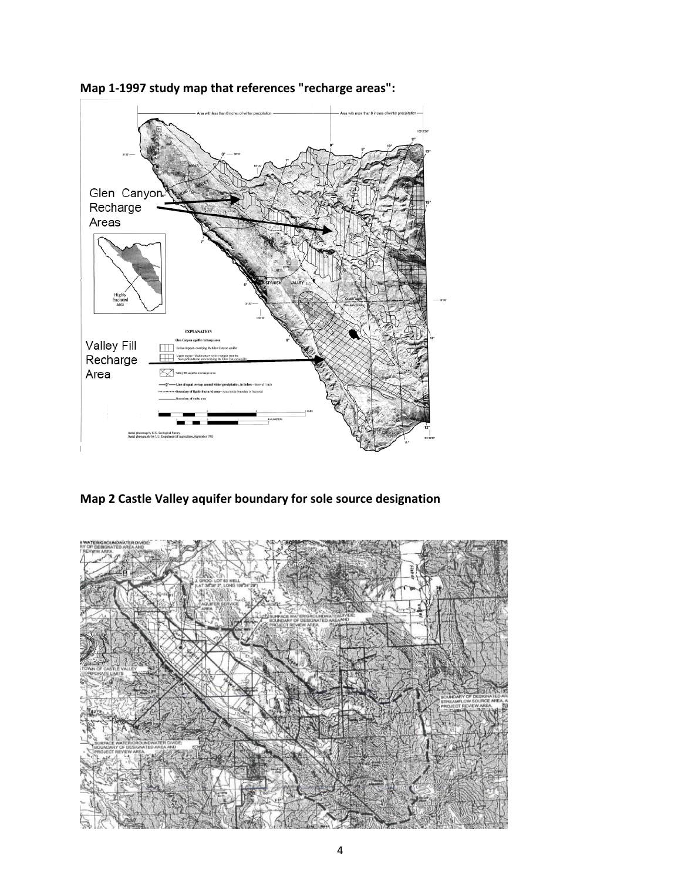**Map 1-1997 study map that references "recharge areas":**

**Map 2 Castle Valley aquifer boundary for sole source designation**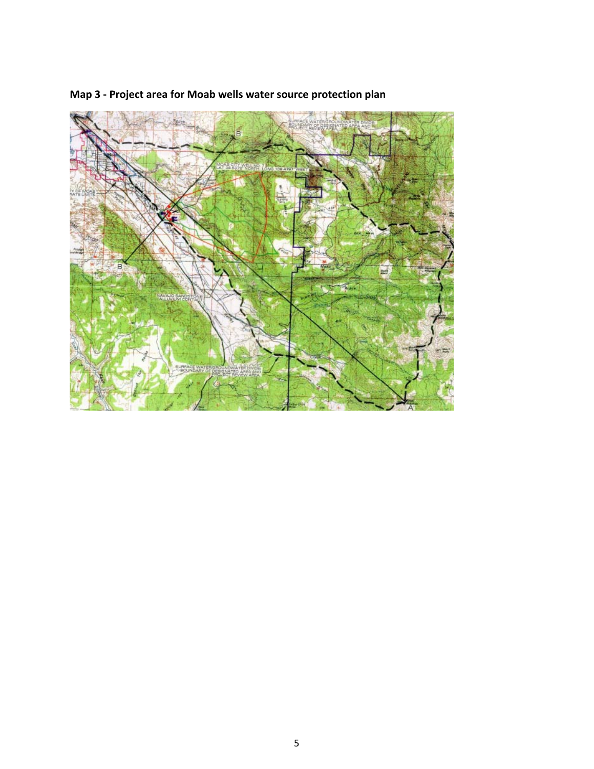**Map 3 - Project area for Moab wells water source protection plan**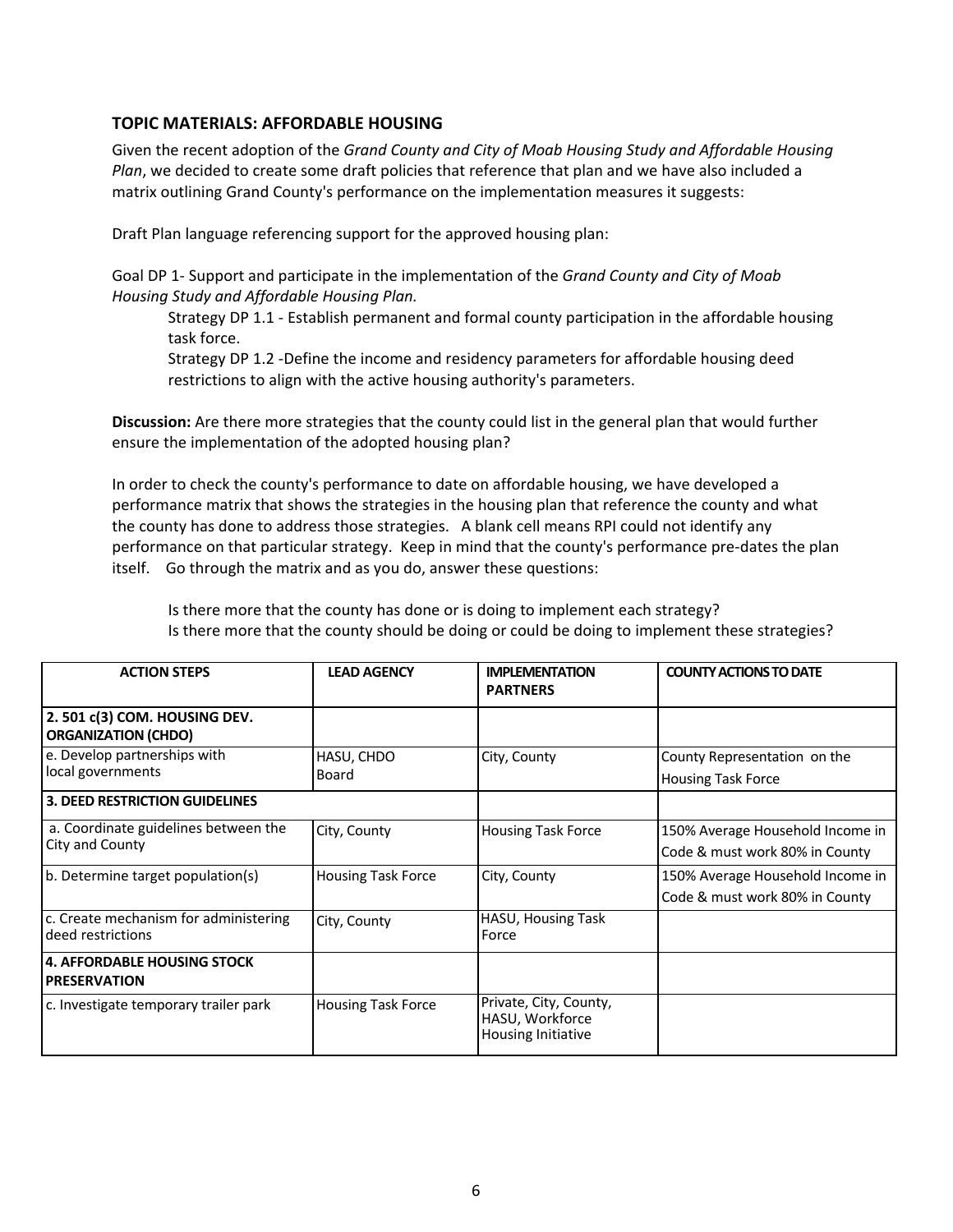## TOPIC MATERIALS: AFFORDABLE HOUSING

Given the recent adoption of the *Grand County and City of Moab Housing Study and Affordable Housing Plan*, we decided to create some draft policies that reference that plan and we have also included a matrix outlining Grand County's performance on the implementation measures it suggests:

Draft Plan language referencing support for the approved housing plan:

Goal DP 1- Support and participate in the implementation of the *Grand County and City of Moab Housing Study and Affordable Housing Plan.*

> Strategy DP 1.1 - Establish permanent and formal county participation in the affordable housing task force.
>
> Strategy DP 1.2 -Define the income and residency parameters for affordable housing deed restrictions to align with the active housing authority's parameters.

**Discussion:** Are there more strategies that the county could list in the general plan that would further ensure the implementation of the adopted housing plan?

In order to check the county's performance to date on affordable housing, we have developed a performance matrix that shows the strategies in the housing plan that reference the county and what the county has done to address those strategies. A blank cell means RPI could not identify any performance on that particular strategy. Keep in mind that the county's performance pre-dates the plan itself. Go through the matrix and as you do, answer these questions:

> Is there more that the county has done or is doing to implement each strategy?
>
> Is there more that the county should be doing or could be doing to implement these strategies?

| ACTION STEPS | LEAD AGENCY | IMPLEMENTATION PARTNERS | COUNTY ACTIONS TO DATE |
|---|---|---|---|
| **2. 501 c(3) COM. HOUSING DEV. ORGANIZATION (CHDO)** | | | |
| e. Develop partnerships with local governments | HASU, CHDO Board | City, County | County Representation on the Housing Task Force |
| **3. DEED RESTRICTION GUIDELINES** | | | |
| a. Coordinate guidelines between the City and County | City, County | Housing Task Force | 150% Average Household Income in Code & must work 80% in County |
| b. Determine target population(s) | Housing Task Force | City, County | 150% Average Household Income in Code & must work 80% in County |
| c. Create mechanism for administering deed restrictions | City, County | HASU, Housing Task Force | |
| **4. AFFORDABLE HOUSING STOCK PRESERVATION** | | | |
| c. Investigate temporary trailer park | Housing Task Force | Private, City, County, HASU, Workforce Housing Initiative | |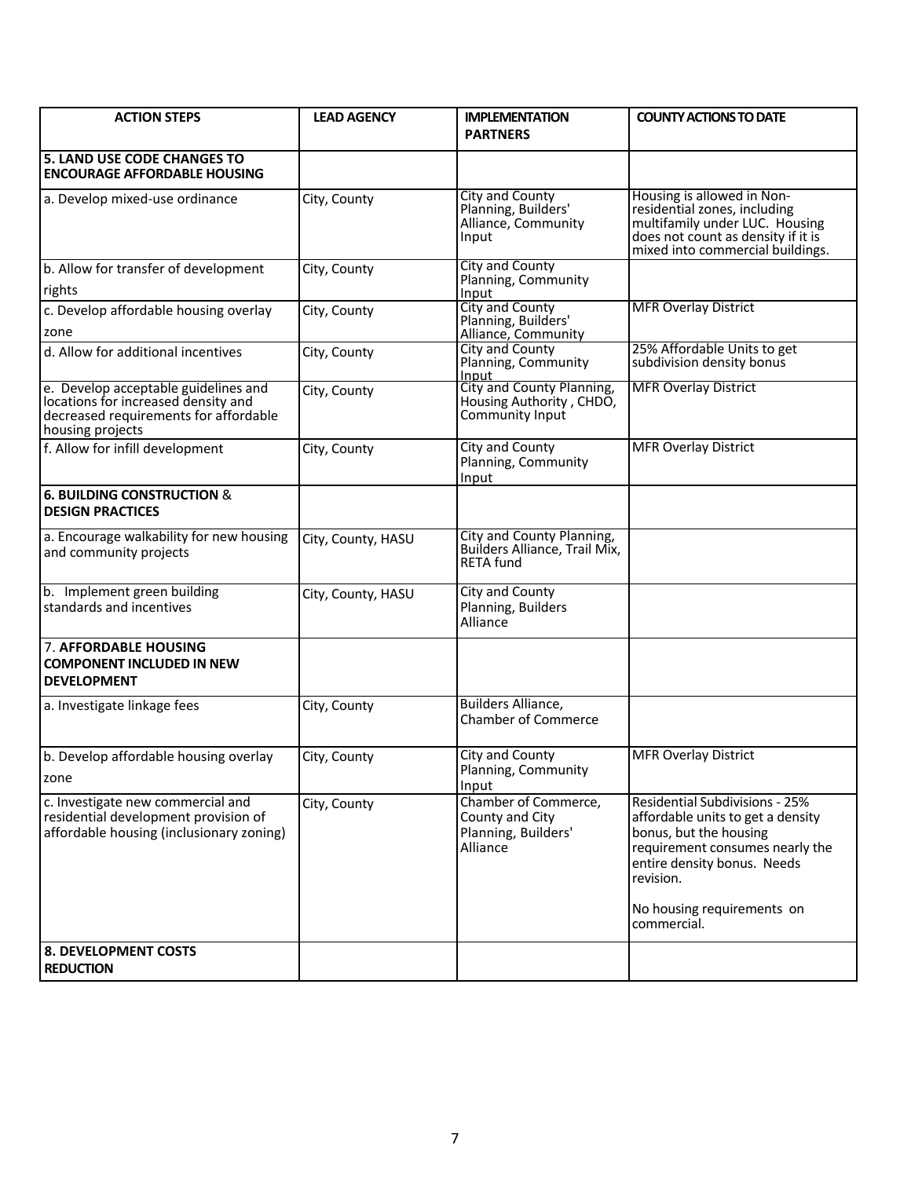| ACTION STEPS | LEAD AGENCY | IMPLEMENTATION PARTNERS | COUNTY ACTIONS TO DATE |
|---|---|---|---|
| **5. LAND USE CODE CHANGES TO ENCOURAGE AFFORDABLE HOUSING** | | | |
| a. Develop mixed-use ordinance | City, County | City and County Planning, Builders' Alliance, Community Input | Housing is allowed in Non-residential zones, including multifamily under LUC. Housing does not count as density if it is mixed into commercial buildings. |
| b. Allow for transfer of development rights | City, County | City and County Planning, Community Input | |
| c. Develop affordable housing overlay zone | City, County | City and County Planning, Builders' Alliance, Community | MFR Overlay District |
| d. Allow for additional incentives | City, County | City and County Planning, Community Input | 25% Affordable Units to get subdivision density bonus |
| e. Develop acceptable guidelines and locations for increased density and decreased requirements for affordable housing projects | City, County | City and County Planning, Housing Authority , CHDO, Community Input | MFR Overlay District |
| f. Allow for infill development | City, County | City and County Planning, Community Input | MFR Overlay District |
| **6. BUILDING CONSTRUCTION & DESIGN PRACTICES** | | | |
| a. Encourage walkability for new housing and community projects | City, County, HASU | City and County Planning, Builders Alliance, Trail Mix, RETA fund | |
| b. Implement green building standards and incentives | City, County, HASU | City and County Planning, Builders Alliance | |
| 7. **AFFORDABLE HOUSING COMPONENT INCLUDED IN NEW DEVELOPMENT** | | | |
| a. Investigate linkage fees | City, County | Builders Alliance, Chamber of Commerce | |
| b. Develop affordable housing overlay zone | City, County | City and County Planning, Community Input | MFR Overlay District |
| c. Investigate new commercial and residential development provision of affordable housing (inclusionary zoning) | City, County | Chamber of Commerce, County and City Planning, Builders' Alliance | Residential Subdivisions - 25% affordable units to get a density bonus, but the housing requirement consumes nearly the entire density bonus. Needs revision.<br><br>No housing requirements on commercial. |
| **8. DEVELOPMENT COSTS REDUCTION** | | | |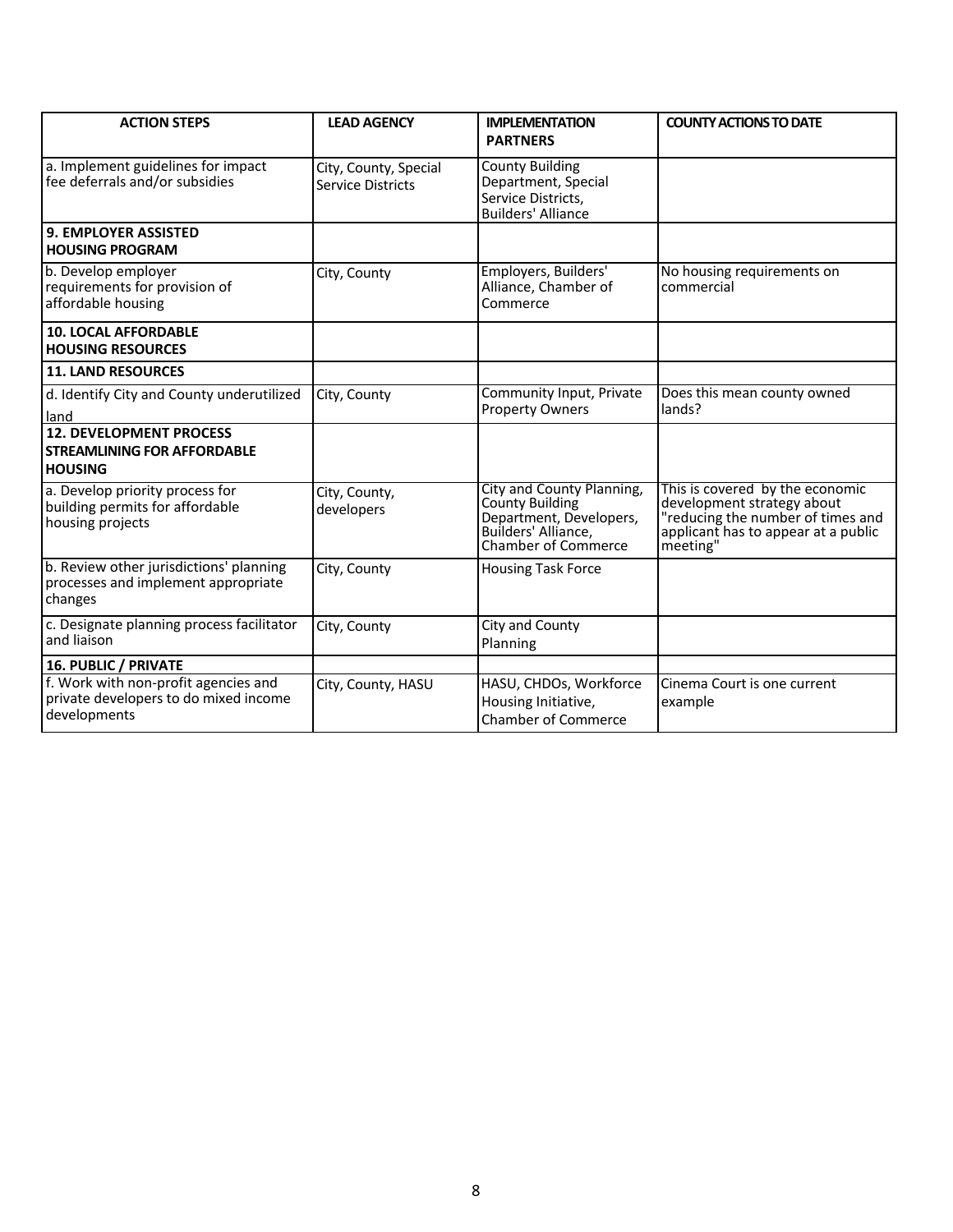| ACTION STEPS | LEAD AGENCY | IMPLEMENTATION PARTNERS | COUNTY ACTIONS TO DATE |
|---|---|---|---|
| a. Implement guidelines for impact fee deferrals and/or subsidies | City, County, Special Service Districts | County Building Department, Special Service Districts, Builders' Alliance | |
| **9. EMPLOYER ASSISTED HOUSING PROGRAM** | | | |
| b. Develop employer requirements for provision of affordable housing | City, County | Employers, Builders' Alliance, Chamber of Commerce | No housing requirements on commercial |
| **10. LOCAL AFFORDABLE HOUSING RESOURCES** | | | |
| **11. LAND RESOURCES** | | | |
| d. Identify City and County underutilized land | City, County | Community Input, Private Property Owners | Does this mean county owned lands? |
| **12. DEVELOPMENT PROCESS STREAMLINING FOR AFFORDABLE HOUSING** | | | |
| a. Develop priority process for building permits for affordable housing projects | City, County, developers | City and County Planning, County Building Department, Developers, Builders' Alliance, Chamber of Commerce | This is covered by the economic development strategy about "reducing the number of times and applicant has to appear at a public meeting" |
| b. Review other jurisdictions' planning processes and implement appropriate changes | City, County | Housing Task Force | |
| c. Designate planning process facilitator and liaison | City, County | City and County Planning | |
| **16. PUBLIC / PRIVATE** | | | |
| f. Work with non-profit agencies and private developers to do mixed income developments | City, County, HASU | HASU, CHDOs, Workforce Housing Initiative, Chamber of Commerce | Cinema Court is one current example |